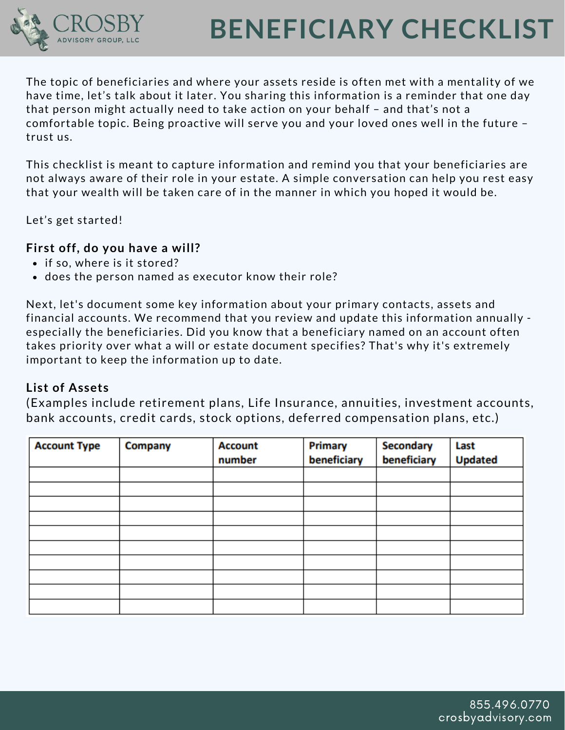CROSBY
ADVISORY GROUP, LLC

# BENEFICIARY CHECKLIST

The topic of beneficiaries and where your assets reside is often met with a mentality of we have time, let's talk about it later. You sharing this information is a reminder that one day that person might actually need to take action on your behalf – and that's not a comfortable topic. Being proactive will serve you and your loved ones well in the future – trust us.

This checklist is meant to capture information and remind you that your beneficiaries are not always aware of their role in your estate. A simple conversation can help you rest easy that your wealth will be taken care of in the manner in which you hoped it would be.

Let's get started!

### First off, do you have a will?

- if so, where is it stored?
- does the person named as executor know their role?

Next, let's document some key information about your primary contacts, assets and financial accounts. We recommend that you review and update this information annually - especially the beneficiaries. Did you know that a beneficiary named on an account often takes priority over what a will or estate document specifies? That's why it's extremely important to keep the information up to date.

### List of Assets

(Examples include retirement plans, Life Insurance, annuities, investment accounts, bank accounts, credit cards, stock options, deferred compensation plans, etc.)

| Account Type | Company | Account number | Primary beneficiary | Secondary beneficiary | Last Updated |
|---|---|---|---|---|---|
| | | | | | |
| | | | | | |
| | | | | | |
| | | | | | |
| | | | | | |
| | | | | | |
| | | | | | |
| | | | | | |
| | | | | | |
| | | | | | |

855.496.0770
crosbyadvisory.com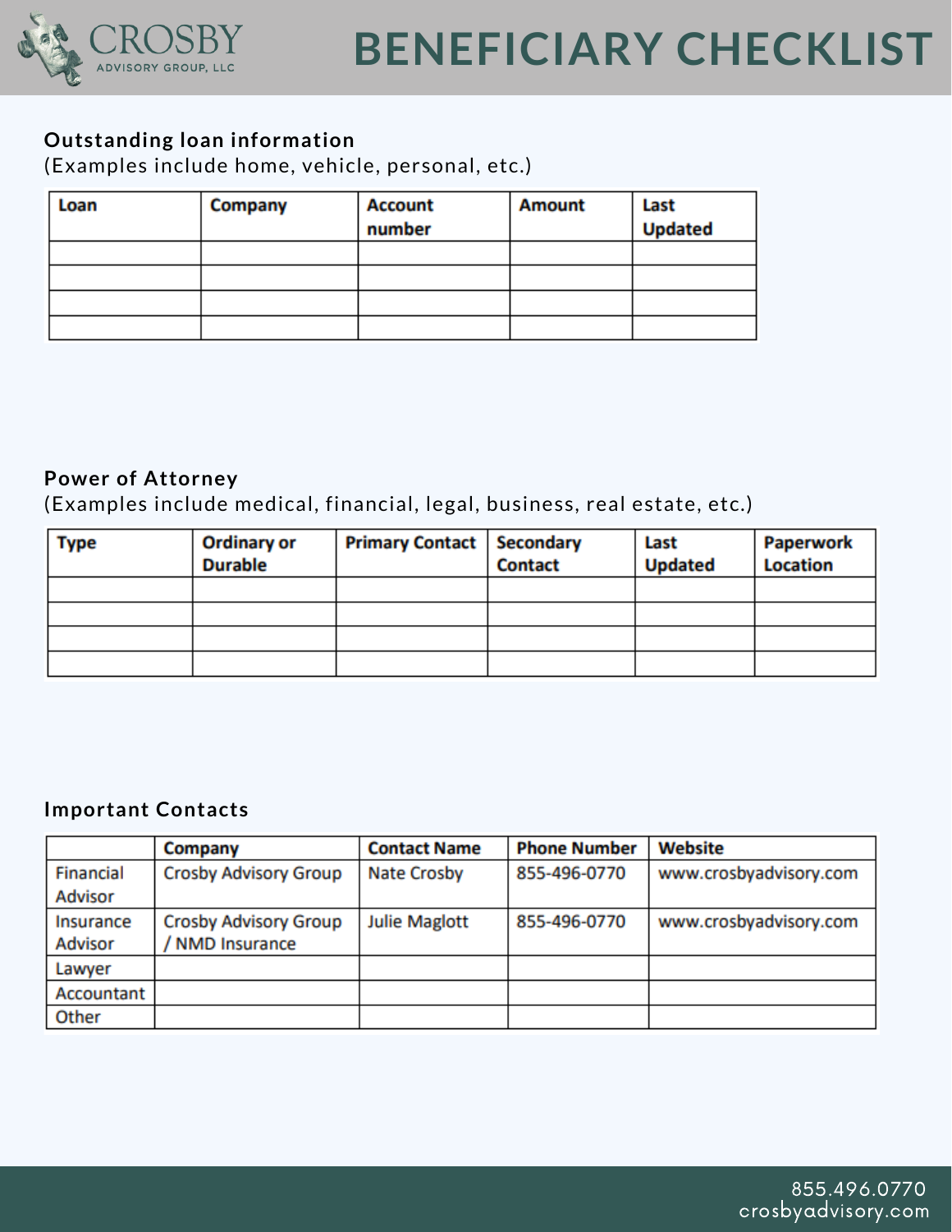# BENEFICIARY CHECKLIST

### Outstanding loan information

(Examples include home, vehicle, personal, etc.)

| Loan | Company | Account number | Amount | Last Updated |
|---|---|---|---|---|
| | | | | |
| | | | | |
| | | | | |
| | | | | |

### Power of Attorney

(Examples include medical, financial, legal, business, real estate, etc.)

| Type | Ordinary or Durable | Primary Contact | Secondary Contact | Last Updated | Paperwork Location |
|---|---|---|---|---|---|
| | | | | | |
| | | | | | |
| | | | | | |
| | | | | | |

### Important Contacts

| | Company | Contact Name | Phone Number | Website |
|---|---|---|---|---|
| Financial Advisor | Crosby Advisory Group | Nate Crosby | 855-496-0770 | www.crosbyadvisory.com |
| Insurance Advisor | Crosby Advisory Group / NMD Insurance | Julie Maglott | 855-496-0770 | www.crosbyadvisory.com |
| Lawyer | | | | |
| Accountant | | | | |
| Other | | | | |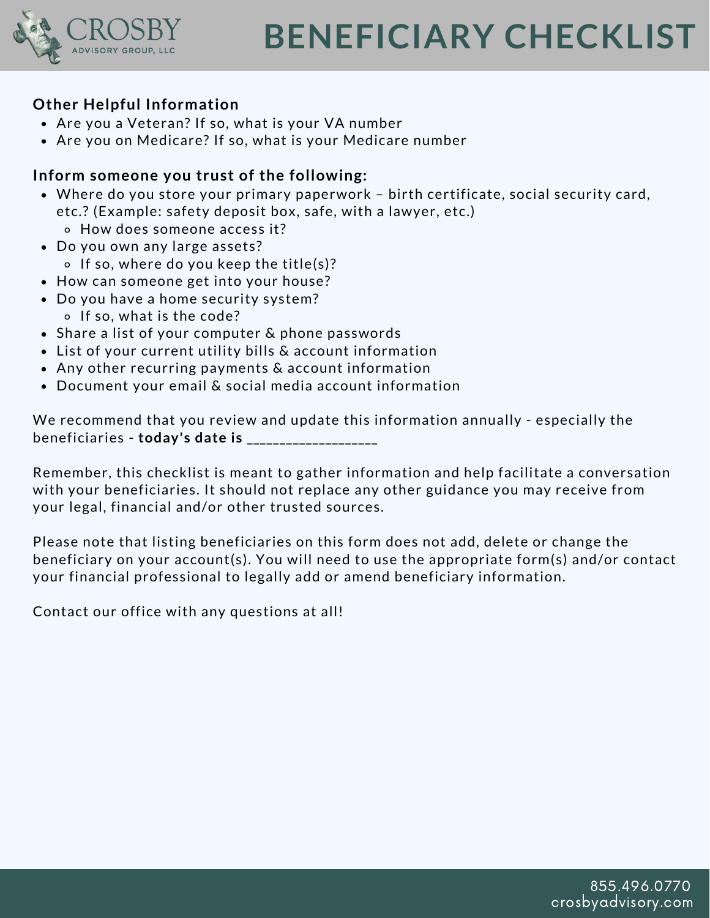# BENEFICIARY CHECKLIST

**Other Helpful Information**

- Are you a Veteran? If so, what is your VA number
- Are you on Medicare? If so, what is your Medicare number

**Inform someone you trust of the following:**

- Where do you store your primary paperwork – birth certificate, social security card, etc.? (Example: safety deposit box, safe, with a lawyer, etc.)
  - How does someone access it?
- Do you own any large assets?
  - If so, where do you keep the title(s)?
- How can someone get into your house?
- Do you have a home security system?
  - If so, what is the code?
- Share a list of your computer & phone passwords
- List of your current utility bills & account information
- Any other recurring payments & account information
- Document your email & social media account information

We recommend that you review and update this information annually - especially the beneficiaries - **today's date is ___________________**

Remember, this checklist is meant to gather information and help facilitate a conversation with your beneficiaries. It should not replace any other guidance you may receive from your legal, financial and/or other trusted sources.

Please note that listing beneficiaries on this form does not add, delete or change the beneficiary on your account(s). You will need to use the appropriate form(s) and/or contact your financial professional to legally add or amend beneficiary information.

Contact our office with any questions at all!